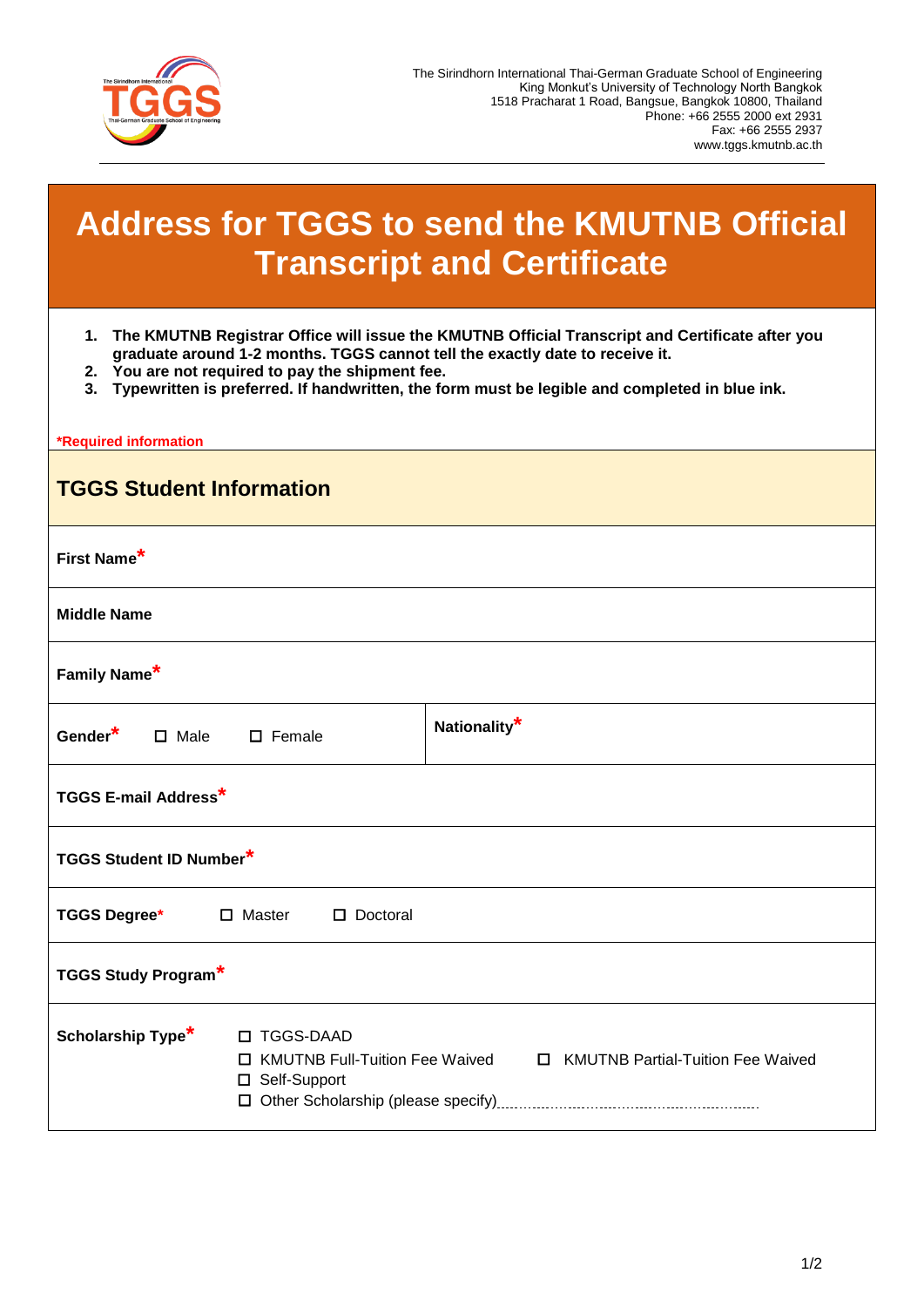The Sirindhorn International Thai-German Graduate School of Engineering
King Mongkut's University of Technology North Bangkok
1518 Pracharat 1 Road, Bangsue, Bangkok 10800, Thailand
Phone: +66 2555 2000 ext 2931
Fax: +66 2555 2937
www.tggs.kmutnb.ac.th

# Address for TGGS to send the KMUTNB Official Transcript and Certificate

1. **The KMUTNB Registrar Office will issue the KMUTNB Official Transcript and Certificate after you graduate around 1-2 months. TGGS cannot tell the exactly date to receive it.**
2. **You are not required to pay the shipment fee.**
3. **Typewritten is preferred. If handwritten, the form must be legible and completed in blue ink.**

***Required information**

## TGGS Student Information

| | |
|---|---|
| **First Name*** | |
| **Middle Name** | |
| **Family Name*** | |
| **Gender*** ☐ Male ☐ Female | **Nationality*** |
| **TGGS E-mail Address*** | |
| **TGGS Student ID Number*** | |
| **TGGS Degree*** ☐ Master ☐ Doctoral | |
| **TGGS Study Program*** | |
| **Scholarship Type*** | ☐ TGGS-DAAD<br>☐ KMUTNB Full-Tuition Fee Waived ☐ KMUTNB Partial-Tuition Fee Waived<br>☐ Self-Support<br>☐ Other Scholarship (please specify)................................................ |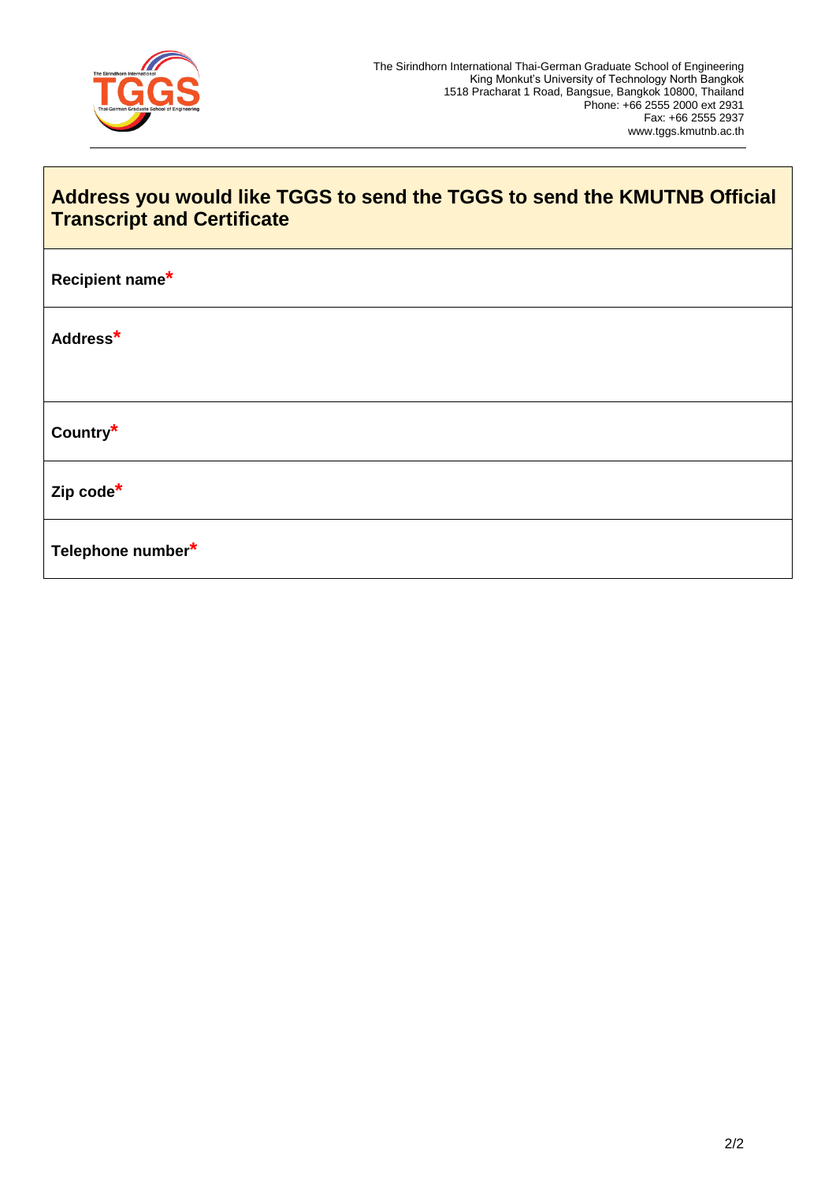The Sirindhorn International Thai-German Graduate School of Engineering
King Monkut's University of Technology North Bangkok
1518 Pracharat 1 Road, Bangsue, Bangkok 10800, Thailand
Phone: +66 2555 2000 ext 2931
Fax: +66 2555 2937
www.tggs.kmutnb.ac.th

## Address you would like TGGS to send the TGGS to send the KMUTNB Official Transcript and Certificate

| |
|---|
| **Recipient name*** |
| **Address*** |
| **Country*** |
| **Zip code*** |
| **Telephone number*** |